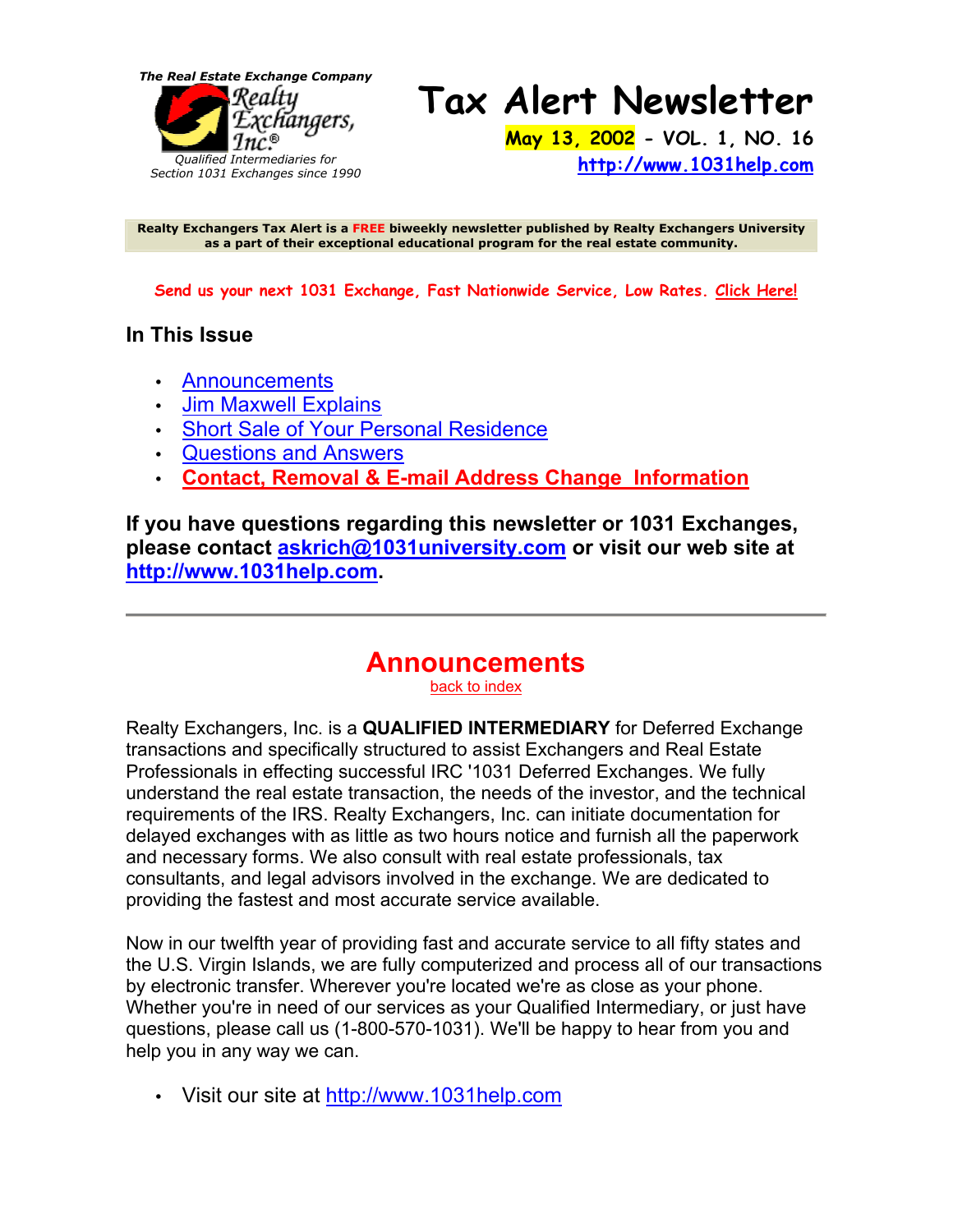*The Real Estate Exchange Company*

Realty Exchangers, Inc.®

*Qualified Intermediaries for Section 1031 Exchanges since 1990*

# Tax Alert Newsletter

**May 13, 2002 - VOL. 1, NO. 16**

**http://www.1031help.com**

**Realty Exchangers Tax Alert is a FREE biweekly newsletter published by Realty Exchangers University as a part of their exceptional educational program for the real estate community.**

**Send us your next 1031 Exchange, Fast Nationwide Service, Low Rates. Click Here!**

## In This Issue

- Announcements
- Jim Maxwell Explains
- Short Sale of Your Personal Residence
- Questions and Answers
- **Contact, Removal & E-mail Address Change Information**

**If you have questions regarding this newsletter or 1031 Exchanges, please contact askrich@1031university.com or visit our web site at http://www.1031help.com.**

---

## Announcements

back to index

Realty Exchangers, Inc. is a **QUALIFIED INTERMEDIARY** for Deferred Exchange transactions and specifically structured to assist Exchangers and Real Estate Professionals in effecting successful IRC '1031 Deferred Exchanges. We fully understand the real estate transaction, the needs of the investor, and the technical requirements of the IRS. Realty Exchangers, Inc. can initiate documentation for delayed exchanges with as little as two hours notice and furnish all the paperwork and necessary forms. We also consult with real estate professionals, tax consultants, and legal advisors involved in the exchange. We are dedicated to providing the fastest and most accurate service available.

Now in our twelfth year of providing fast and accurate service to all fifty states and the U.S. Virgin Islands, we are fully computerized and process all of our transactions by electronic transfer. Wherever you're located we're as close as your phone. Whether you're in need of our services as your Qualified Intermediary, or just have questions, please call us (1-800-570-1031). We'll be happy to hear from you and help you in any way we can.

- Visit our site at http://www.1031help.com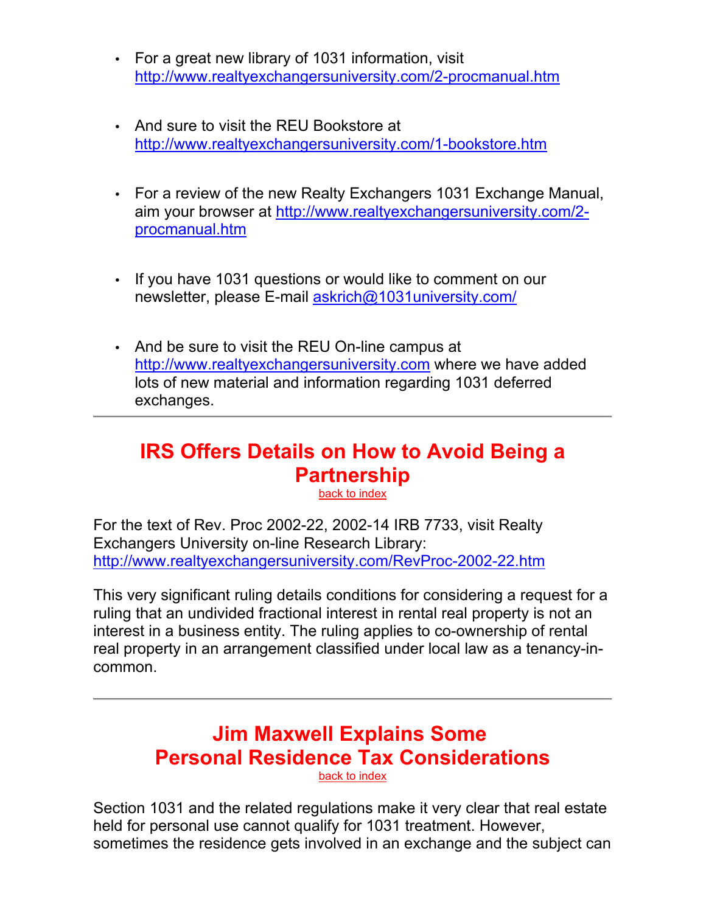- For a great new library of 1031 information, visit http://www.realtyexchangersuniversity.com/2-procmanual.htm

- And sure to visit the REU Bookstore at http://www.realtyexchangersuniversity.com/1-bookstore.htm

- For a review of the new Realty Exchangers 1031 Exchange Manual, aim your browser at http://www.realtyexchangersuniversity.com/2-procmanual.htm

- If you have 1031 questions or would like to comment on our newsletter, please E-mail askrich@1031university.com/

- And be sure to visit the REU On-line campus at http://www.realtyexchangersuniversity.com where we have added lots of new material and information regarding 1031 deferred exchanges.

---

## IRS Offers Details on How to Avoid Being a Partnership

back to index

For the text of Rev. Proc 2002-22, 2002-14 IRB 7733, visit Realty Exchangers University on-line Research Library: http://www.realtyexchangersuniversity.com/RevProc-2002-22.htm

This very significant ruling details conditions for considering a request for a ruling that an undivided fractional interest in rental real property is not an interest in a business entity. The ruling applies to co-ownership of rental real property in an arrangement classified under local law as a tenancy-in-common.

---

## Jim Maxwell Explains Some Personal Residence Tax Considerations

back to index

Section 1031 and the related regulations make it very clear that real estate held for personal use cannot qualify for 1031 treatment. However, sometimes the residence gets involved in an exchange and the subject can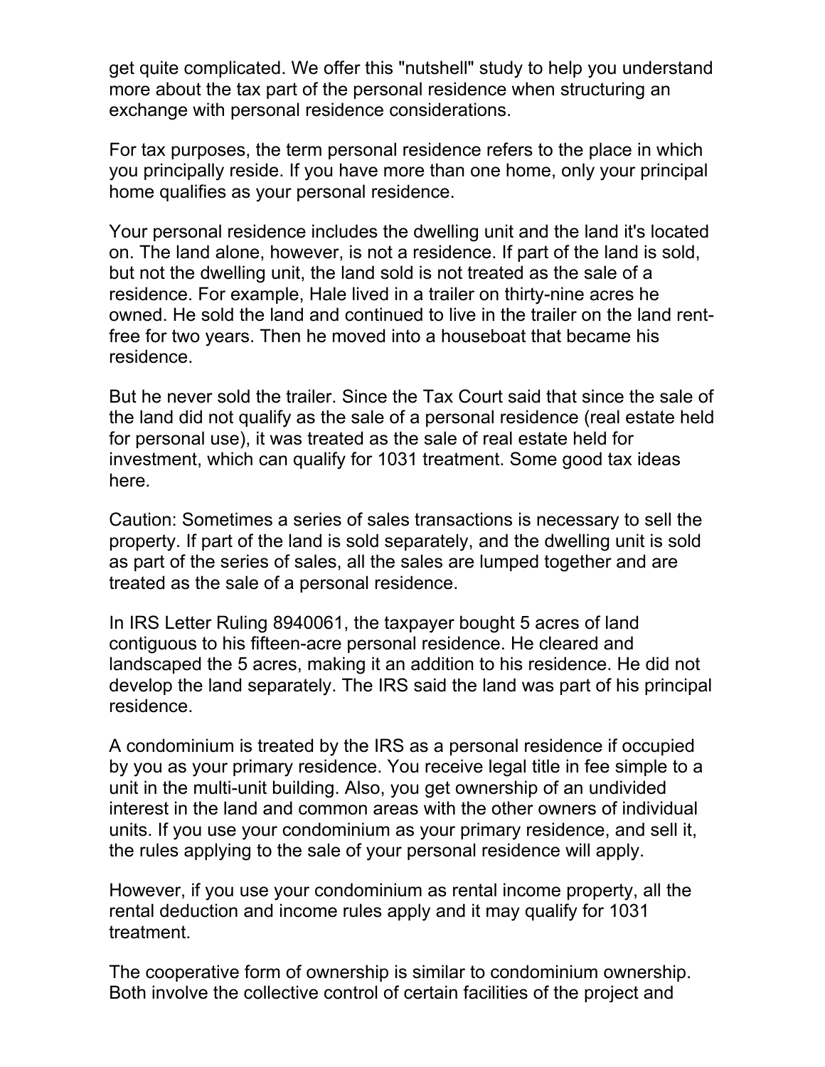get quite complicated. We offer this "nutshell" study to help you understand more about the tax part of the personal residence when structuring an exchange with personal residence considerations.

For tax purposes, the term personal residence refers to the place in which you principally reside. If you have more than one home, only your principal home qualifies as your personal residence.

Your personal residence includes the dwelling unit and the land it's located on. The land alone, however, is not a residence. If part of the land is sold, but not the dwelling unit, the land sold is not treated as the sale of a residence. For example, Hale lived in a trailer on thirty-nine acres he owned. He sold the land and continued to live in the trailer on the land rent-free for two years. Then he moved into a houseboat that became his residence.

But he never sold the trailer. Since the Tax Court said that since the sale of the land did not qualify as the sale of a personal residence (real estate held for personal use), it was treated as the sale of real estate held for investment, which can qualify for 1031 treatment. Some good tax ideas here.

Caution: Sometimes a series of sales transactions is necessary to sell the property. If part of the land is sold separately, and the dwelling unit is sold as part of the series of sales, all the sales are lumped together and are treated as the sale of a personal residence.

In IRS Letter Ruling 8940061, the taxpayer bought 5 acres of land contiguous to his fifteen-acre personal residence. He cleared and landscaped the 5 acres, making it an addition to his residence. He did not develop the land separately. The IRS said the land was part of his principal residence.

A condominium is treated by the IRS as a personal residence if occupied by you as your primary residence. You receive legal title in fee simple to a unit in the multi-unit building. Also, you get ownership of an undivided interest in the land and common areas with the other owners of individual units. If you use your condominium as your primary residence, and sell it, the rules applying to the sale of your personal residence will apply.

However, if you use your condominium as rental income property, all the rental deduction and income rules apply and it may qualify for 1031 treatment.

The cooperative form of ownership is similar to condominium ownership. Both involve the collective control of certain facilities of the project and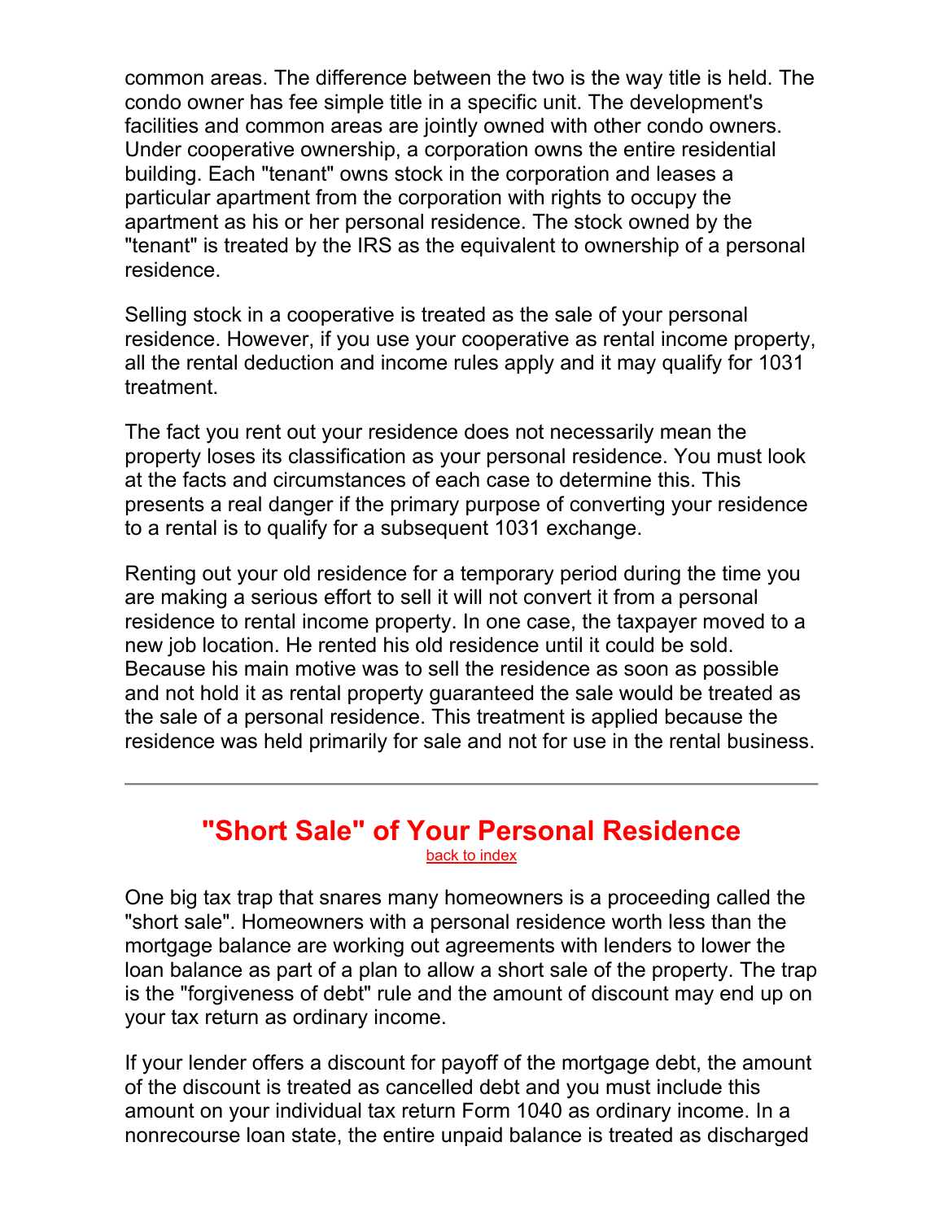common areas. The difference between the two is the way title is held. The condo owner has fee simple title in a specific unit. The development's facilities and common areas are jointly owned with other condo owners. Under cooperative ownership, a corporation owns the entire residential building. Each "tenant" owns stock in the corporation and leases a particular apartment from the corporation with rights to occupy the apartment as his or her personal residence. The stock owned by the "tenant" is treated by the IRS as the equivalent to ownership of a personal residence.

Selling stock in a cooperative is treated as the sale of your personal residence. However, if you use your cooperative as rental income property, all the rental deduction and income rules apply and it may qualify for 1031 treatment.

The fact you rent out your residence does not necessarily mean the property loses its classification as your personal residence. You must look at the facts and circumstances of each case to determine this. This presents a real danger if the primary purpose of converting your residence to a rental is to qualify for a subsequent 1031 exchange.

Renting out your old residence for a temporary period during the time you are making a serious effort to sell it will not convert it from a personal residence to rental income property. In one case, the taxpayer moved to a new job location. He rented his old residence until it could be sold. Because his main motive was to sell the residence as soon as possible and not hold it as rental property guaranteed the sale would be treated as the sale of a personal residence. This treatment is applied because the residence was held primarily for sale and not for use in the rental business.

---

## "Short Sale" of Your Personal Residence

back to index

One big tax trap that snares many homeowners is a proceeding called the "short sale". Homeowners with a personal residence worth less than the mortgage balance are working out agreements with lenders to lower the loan balance as part of a plan to allow a short sale of the property. The trap is the "forgiveness of debt" rule and the amount of discount may end up on your tax return as ordinary income.

If your lender offers a discount for payoff of the mortgage debt, the amount of the discount is treated as cancelled debt and you must include this amount on your individual tax return Form 1040 as ordinary income. In a nonrecourse loan state, the entire unpaid balance is treated as discharged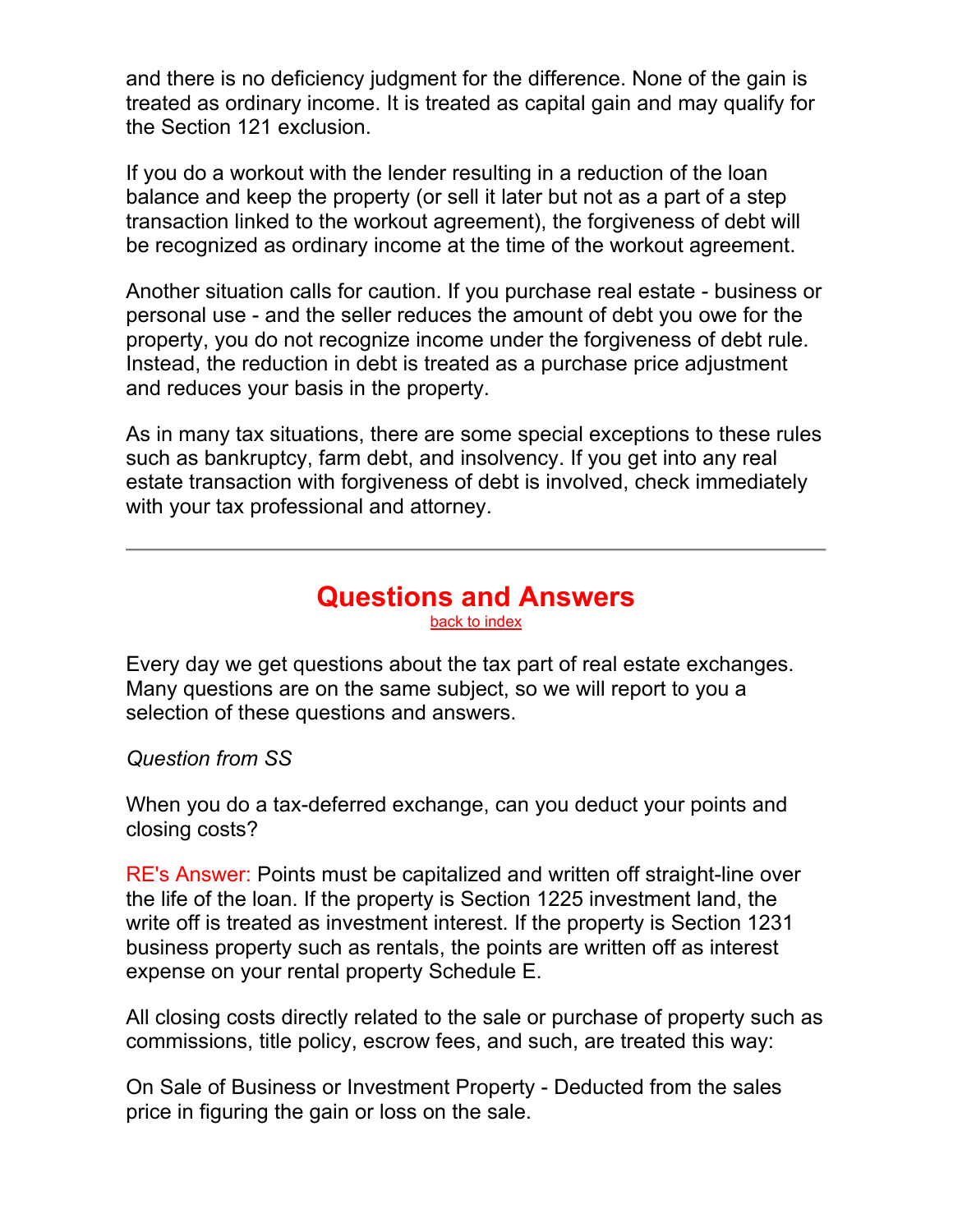and there is no deficiency judgment for the difference. None of the gain is treated as ordinary income. It is treated as capital gain and may qualify for the Section 121 exclusion.

If you do a workout with the lender resulting in a reduction of the loan balance and keep the property (or sell it later but not as a part of a step transaction linked to the workout agreement), the forgiveness of debt will be recognized as ordinary income at the time of the workout agreement.

Another situation calls for caution. If you purchase real estate - business or personal use - and the seller reduces the amount of debt you owe for the property, you do not recognize income under the forgiveness of debt rule. Instead, the reduction in debt is treated as a purchase price adjustment and reduces your basis in the property.

As in many tax situations, there are some special exceptions to these rules such as bankruptcy, farm debt, and insolvency. If you get into any real estate transaction with forgiveness of debt is involved, check immediately with your tax professional and attorney.

---

## Questions and Answers

back to index

Every day we get questions about the tax part of real estate exchanges. Many questions are on the same subject, so we will report to you a selection of these questions and answers.

*Question from SS*

When you do a tax-deferred exchange, can you deduct your points and closing costs?

RE's Answer: Points must be capitalized and written off straight-line over the life of the loan. If the property is Section 1225 investment land, the write off is treated as investment interest. If the property is Section 1231 business property such as rentals, the points are written off as interest expense on your rental property Schedule E.

All closing costs directly related to the sale or purchase of property such as commissions, title policy, escrow fees, and such, are treated this way:

On Sale of Business or Investment Property - Deducted from the sales price in figuring the gain or loss on the sale.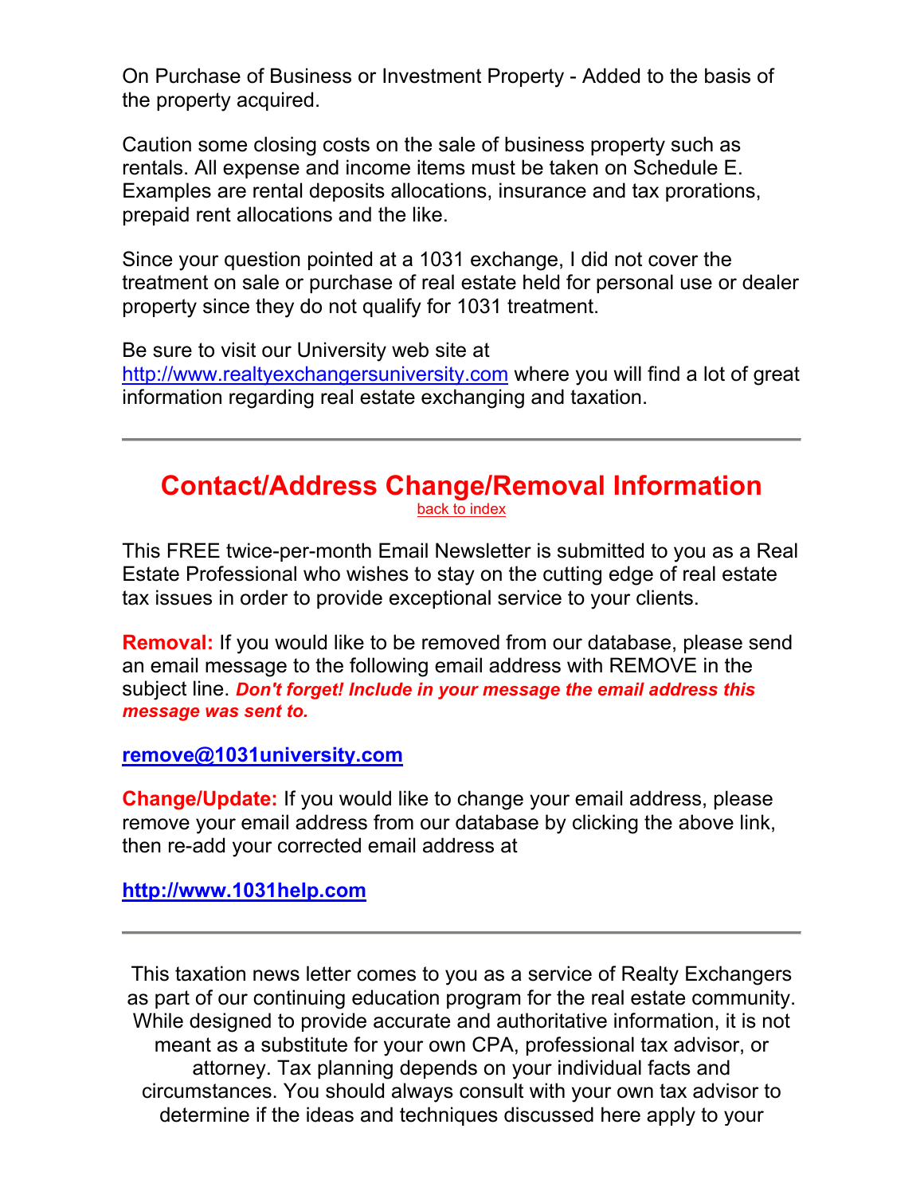On Purchase of Business or Investment Property - Added to the basis of the property acquired.

Caution some closing costs on the sale of business property such as rentals. All expense and income items must be taken on Schedule E. Examples are rental deposits allocations, insurance and tax prorations, prepaid rent allocations and the like.

Since your question pointed at a 1031 exchange, I did not cover the treatment on sale or purchase of real estate held for personal use or dealer property since they do not qualify for 1031 treatment.

Be sure to visit our University web site at http://www.realtyexchangersuniversity.com where you will find a lot of great information regarding real estate exchanging and taxation.

---

## Contact/Address Change/Removal Information

back to index

This FREE twice-per-month Email Newsletter is submitted to you as a Real Estate Professional who wishes to stay on the cutting edge of real estate tax issues in order to provide exceptional service to your clients.

**Removal:** If you would like to be removed from our database, please send an email message to the following email address with REMOVE in the subject line. ***Don't forget! Include in your message the email address this message was sent to.***

**remove@1031university.com**

**Change/Update:** If you would like to change your email address, please remove your email address from our database by clicking the above link, then re-add your corrected email address at

**http://www.1031help.com**

---

This taxation news letter comes to you as a service of Realty Exchangers as part of our continuing education program for the real estate community. While designed to provide accurate and authoritative information, it is not meant as a substitute for your own CPA, professional tax advisor, or attorney. Tax planning depends on your individual facts and circumstances. You should always consult with your own tax advisor to determine if the ideas and techniques discussed here apply to your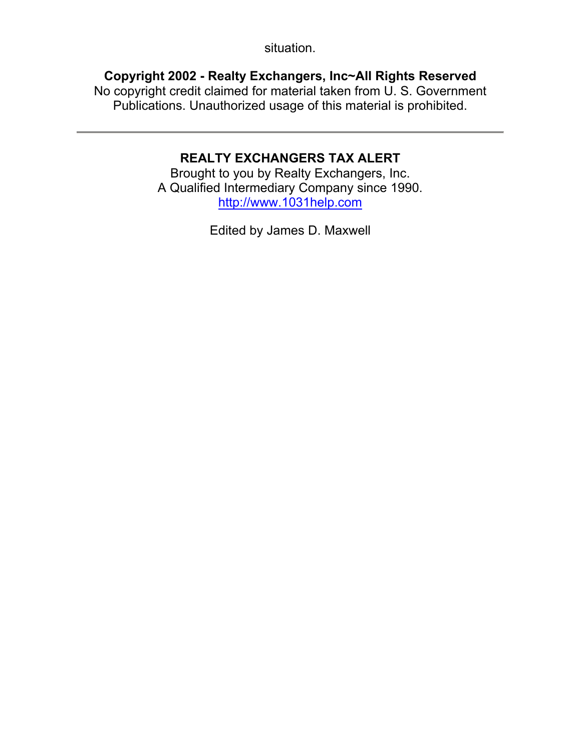situation.

**Copyright 2002 - Realty Exchangers, Inc~All Rights Reserved**
No copyright credit claimed for material taken from U. S. Government Publications. Unauthorized usage of this material is prohibited.

---

**REALTY EXCHANGERS TAX ALERT**
Brought to you by Realty Exchangers, Inc.
A Qualified Intermediary Company since 1990.
[http://www.1031help.com](http://www.1031help.com)

Edited by James D. Maxwell